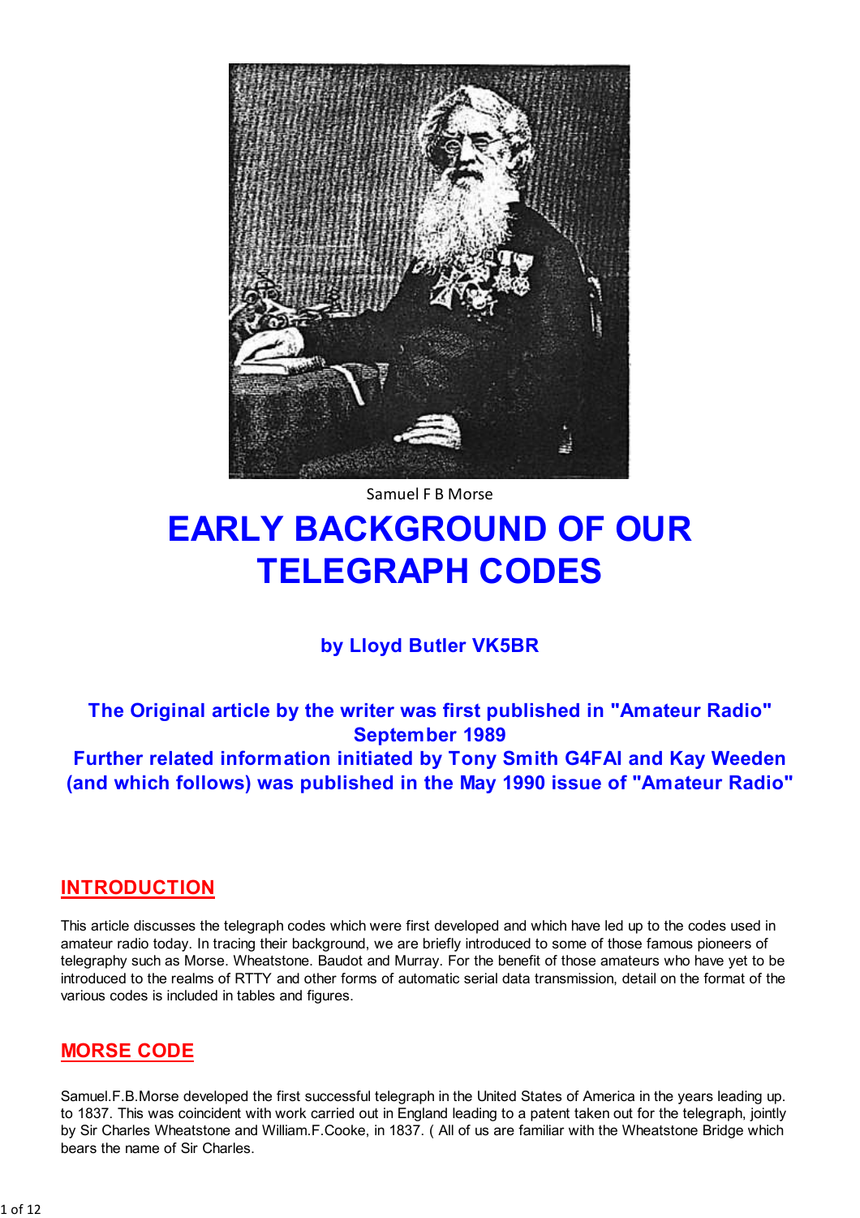Samuel F B Morse

# EARLY BACKGROUND OF OUR TELEGRAPH CODES

**by Lloyd Butler VK5BR**

**The Original article by the writer was first published in "Amateur Radio" September 1989**
**Further related information initiated by Tony Smith G4FAI and Kay Weeden (and which follows) was published in the May 1990 issue of "Amateur Radio"**

## INTRODUCTION

This article discusses the telegraph codes which were first developed and which have led up to the codes used in amateur radio today. In tracing their background, we are briefly introduced to some of those famous pioneers of telegraphy such as Morse. Wheatstone. Baudot and Murray. For the benefit of those amateurs who have yet to be introduced to the realms of RTTY and other forms of automatic serial data transmission, detail on the format of the various codes is included in tables and figures.

## MORSE CODE

Samuel.F.B.Morse developed the first successful telegraph in the United States of America in the years leading up. to 1837. This was coincident with work carried out in England leading to a patent taken out for the telegraph, jointly by Sir Charles Wheatstone and William.F.Cooke, in 1837. ( All of us are familiar with the Wheatstone Bridge which bears the name of Sir Charles.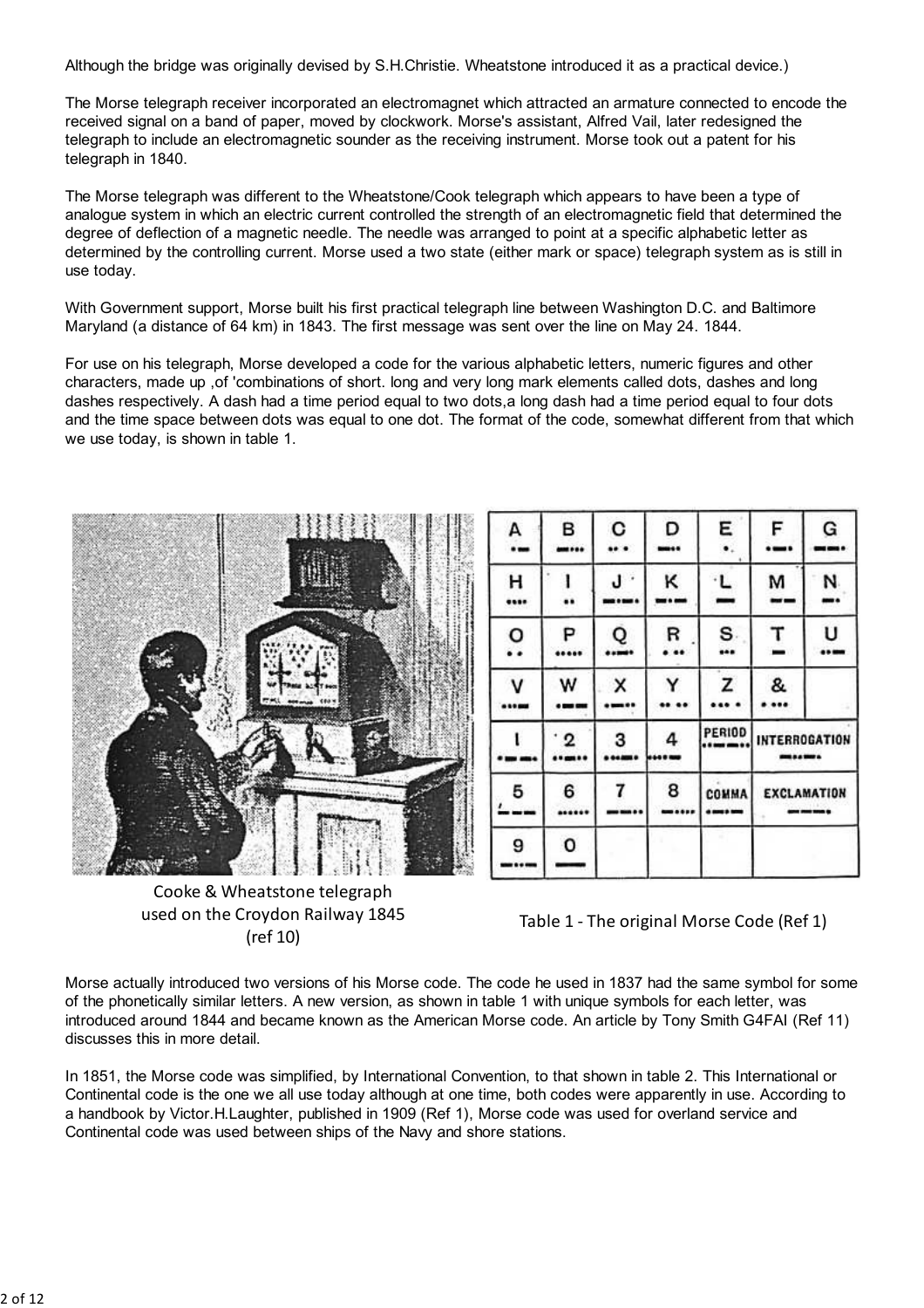Although the bridge was originally devised by S.H.Christie. Wheatstone introduced it as a practical device.)

The Morse telegraph receiver incorporated an electromagnet which attracted an armature connected to encode the received signal on a band of paper, moved by clockwork. Morse's assistant, Alfred Vail, later redesigned the telegraph to include an electromagnetic sounder as the receiving instrument. Morse took out a patent for his telegraph in 1840.

The Morse telegraph was different to the Wheatstone/Cook telegraph which appears to have been a type of analogue system in which an electric current controlled the strength of an electromagnetic field that determined the degree of deflection of a magnetic needle. The needle was arranged to point at a specific alphabetic letter as determined by the controlling current. Morse used a two state (either mark or space) telegraph system as is still in use today.

With Government support, Morse built his first practical telegraph line between Washington D.C. and Baltimore Maryland (a distance of 64 km) in 1843. The first message was sent over the line on May 24. 1844.

For use on his telegraph, Morse developed a code for the various alphabetic letters, numeric figures and other characters, made up ,of 'combinations of short. long and very long mark elements called dots, dashes and long dashes respectively. A dash had a time period equal to two dots,a long dash had a time period equal to four dots and the time space between dots was equal to one dot. The format of the code, somewhat different from that which we use today, is shown in table 1.

Cooke & Wheatstone telegraph used on the Croydon Railway 1845 (ref 10)

Table 1 - The original Morse Code (Ref 1)

Morse actually introduced two versions of his Morse code. The code he used in 1837 had the same symbol for some of the phonetically similar letters. A new version, as shown in table 1 with unique symbols for each letter, was introduced around 1844 and became known as the American Morse code. An article by Tony Smith G4FAI (Ref 11) discusses this in more detail.

In 1851, the Morse code was simplified, by International Convention, to that shown in table 2. This International or Continental code is the one we all use today although at one time, both codes were apparently in use. According to a handbook by Victor.H.Laughter, published in 1909 (Ref 1), Morse code was used for overland service and Continental code was used between ships of the Navy and shore stations.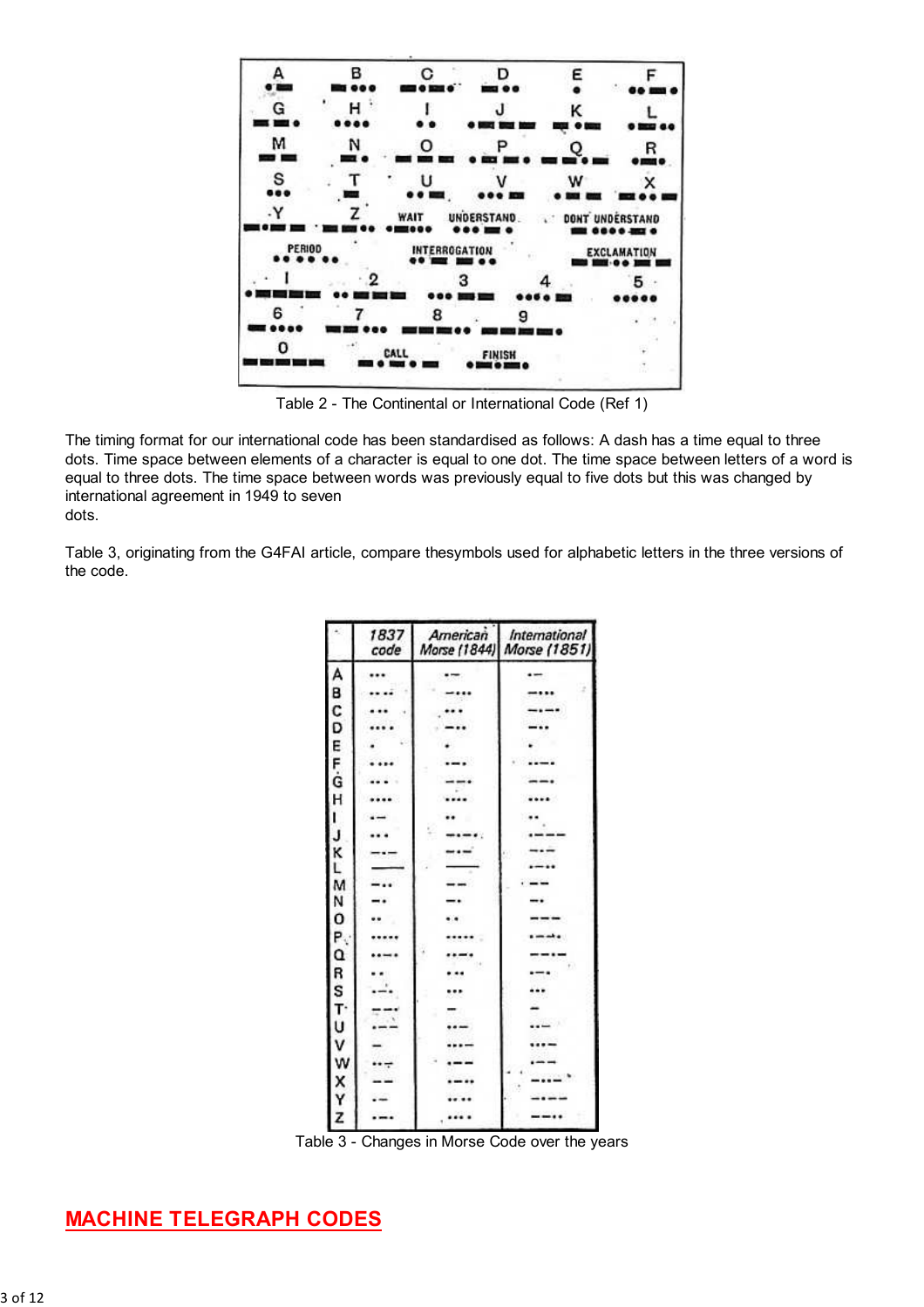Table 2 - The Continental or International Code (Ref 1)

The timing format for our international code has been standardised as follows: A dash has a time equal to three dots. Time space between elements of a character is equal to one dot. The time space between letters of a word is equal to three dots. The time space between words was previously equal to five dots but this was changed by international agreement in 1949 to seven
dots.

Table 3, originating from the G4FAI article, compare thesymbols used for alphabetic letters in the three versions of the code.

Table 3 - Changes in Morse Code over the years

## MACHINE TELEGRAPH CODES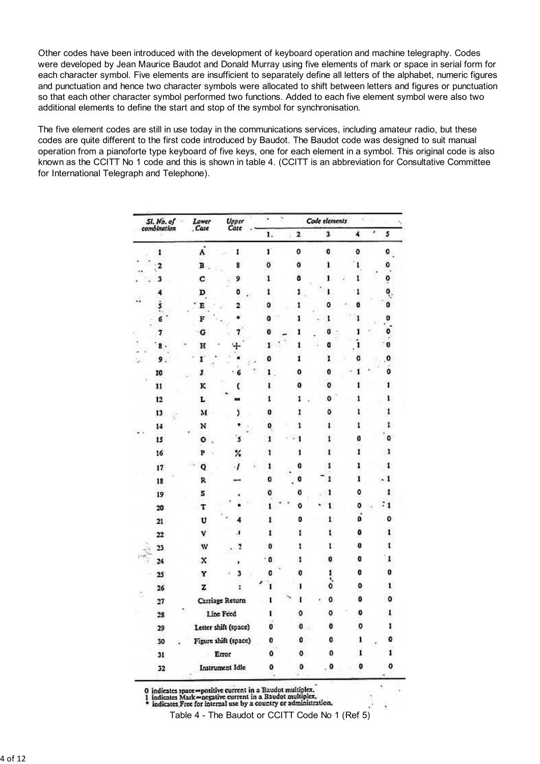Other codes have been introduced with the development of keyboard operation and machine telegraphy. Codes were developed by Jean Maurice Baudot and Donald Murray using five elements of mark or space in serial form for each character symbol. Five elements are insufficient to separately define all letters of the alphabet, numeric figures and punctuation and hence two character symbols were allocated to shift between letters and figures or punctuation so that each other character symbol performed two functions. Added to each five element symbol were also two additional elements to define the start and stop of the symbol for synchronisation.

The five element codes are still in use today in the communications services, including amateur radio, but these codes are quite different to the first code introduced by Baudot. The Baudot code was designed to suit manual operation from a pianoforte type keyboard of five keys, one for each element in a symbol. This original code is also known as the CCITT No 1 code and this is shown in table 4. (CCITT is an abbreviation for Consultative Committee for International Telegraph and Telephone).

| Sl. No. of combination | Lower Case | Upper Case | Code elements | | | | |
|---|---|---|---|---|---|---|---|
| | | | 1. | 2 | 3 | 4 | 5 |
| 1 | A | 1 | 1 | 0 | 0 | 0 | 0 |
| 2 | B | 8 | 0 | 0 | 1 | 1 | 0 |
| 3 | C | 9 | 1 | 0 | 1 | 1 | 0 |
| 4 | D | 0 | 1 | 1 | 1 | 1 | 0 |
| 5 | E | 2 | 0 | 1 | 0 | 0 | 0 |
| 6 | F | * | 0 | 1 | 1 | 1 | 0 |
| 7 | G | 7 | 0 | 1 | 0 | 1 | 0 |
| 8 | H | + | 1 | 1 | 0 | 1 | 0 |
| 9 | I | * | 0 | 1 | 1 | 0 | 0 |
| 10 | J | 6 | 1 | 0 | 0 | 1 | 0 |
| 11 | K | ( | 1 | 0 | 0 | 1 | 1 |
| 12 | L | = | 1 | 1 | 0 | 1 | 1 |
| 13 | M | ) | 0 | 1 | 0 | 1 | 1 |
| 14 | N | * | 0 | 1 | 1 | 1 | 1 |
| 15 | O | 5 | 1 | 1 | 1 | 0 | 0 |
| 16 | P | % | 1 | 1 | 1 | 1 | 1 |
| 17 | Q | / | 1 | 0 | 1 | 1 | 1 |
| 18 | R | — | 0 | 0 | 1 | 1 | 1 |
| 19 | S | . | 0 | 0 | 1 | 0 | 1 |
| 20 | T | * | 1 | 0 | 1 | 0 | 1 |
| 21 | U | 4 | 1 | 0 | 1 | 0 | 0 |
| 22 | V | ' | 1 | 1 | 1 | 0 | 1 |
| 23 | W | ? | 0 | 1 | 1 | 0 | 1 |
| 24 | X | , | 0 | 1 | 0 | 0 | 1 |
| 25 | Y | 3 | 0 | 0 | 1 | 0 | 0 |
| 26 | Z | : | 1 | 1 | 0 | 0 | 1 |
| 27 | Carriage Return | | 1 | 1 | 0 | 0 | 0 |
| 28 | Line Feed | | 1 | 0 | 0 | 0 | 1 |
| 29 | Letter shift (space) | | 0 | 0 | 0 | 0 | 1 |
| 30 | Figure shift (space) | | 0 | 0 | 0 | 1 | 0 |
| 31 | Error | | 0 | 0 | 0 | 1 | 1 |
| 32 | Instrument Idle | | 0 | 0 | 0 | 0 | 0 |

0 indicates space=positive current in a Baudot multiplex.
1 indicates Mark=negative current in a Baudot multiplex.
* indicates Free for internal use by a country or administration.

Table 4 - The Baudot or CCITT Code No 1 (Ref 5)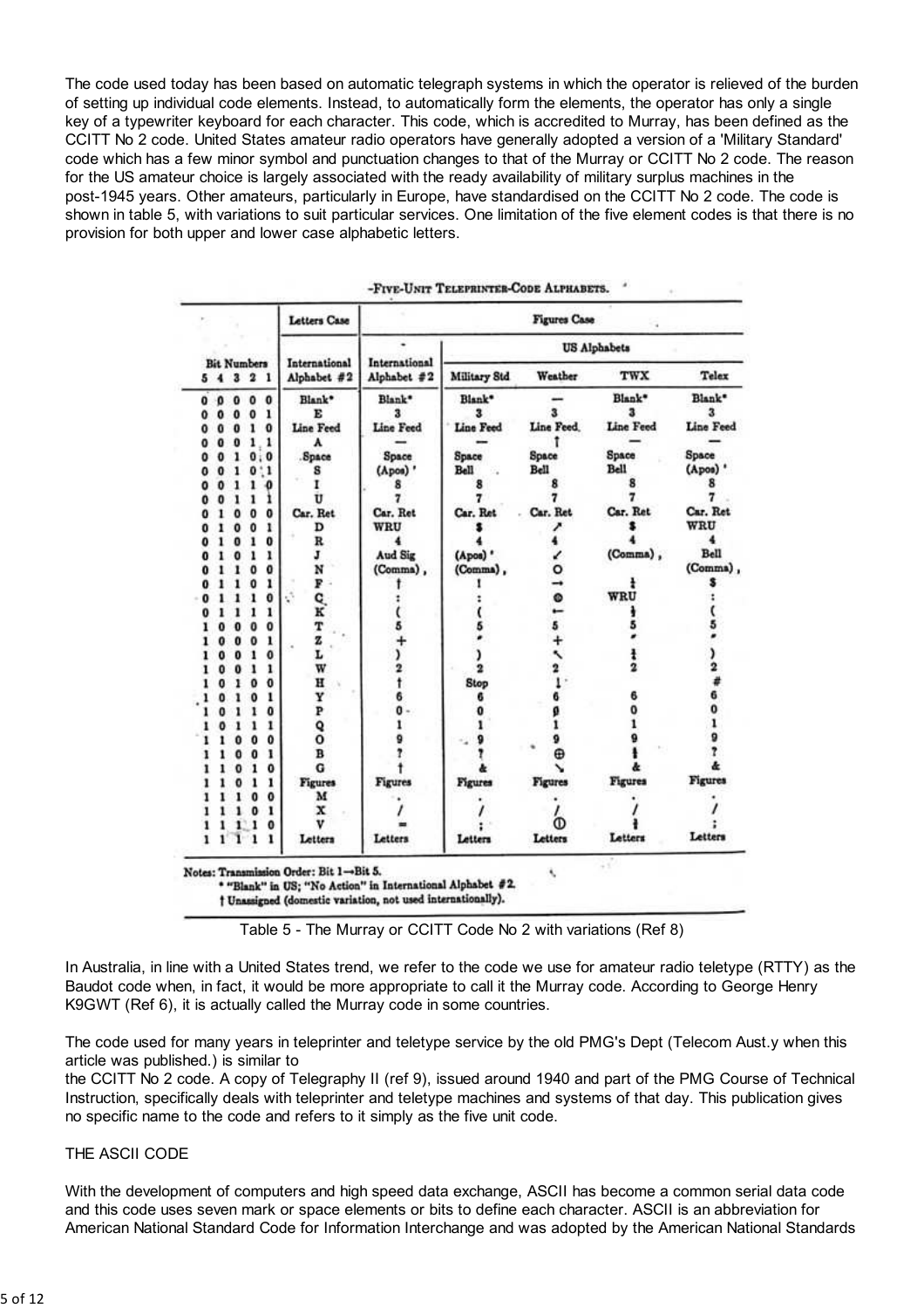The code used today has been based on automatic telegraph systems in which the operator is relieved of the burden of setting up individual code elements. Instead, to automatically form the elements, the operator has only a single key of a typewriter keyboard for each character. This code, which is accredited to Murray, has been defined as the CCITT No 2 code. United States amateur radio operators have generally adopted a version of a 'Military Standard' code which has a few minor symbol and punctuation changes to that of the Murray or CCITT No 2 code. The reason for the US amateur choice is largely associated with the ready availability of military surplus machines in the post-1945 years. Other amateurs, particularly in Europe, have standardised on the CCITT No 2 code. The code is shown in table 5, with variations to suit particular services. One limitation of the five element codes is that there is no provision for both upper and lower case alphabetic letters.

**FIVE-UNIT TELEPRINTER-CODE ALPHABETS.**

| Bit Numbers | Letters Case | Figures Case | | | | |
|---|---|---|---|---|---|---|
| | | | US Alphabets | | | |
| 5 4 3 2 1 | International Alphabet #2 | International Alphabet #2 | Military Std | Weather | TWX | Telex |
| 0 0 0 0 0 | Blank* | Blank* | Blank* | — | Blank* | Blank* |
| 0 0 0 0 1 | E | 3 | 3 | 3 | 3 | 3 |
| 0 0 0 1 0 | Line Feed | Line Feed | Line Feed | Line Feed | Line Feed | Line Feed |
| 0 0 0 1 1 | A | — | — | ↑ | — | — |
| 0 0 1 0 0 | Space | Space | Space | Space | Space | Space |
| 0 0 1 0 1 | S | (Apos) ' | Bell | Bell | Bell | (Apos) ' |
| 0 0 1 1 0 | I | 8 | 8 | 8 | 8 | 8 |
| 0 0 1 1 1 | U | 7 | 7 | 7 | 7 | 7 |
| 0 1 0 0 0 | Car. Ret | Car. Ret | Car. Ret | Car. Ret | Car. Ret | Car. Ret |
| 0 1 0 0 1 | D | WRU | $ | ↗ | $ | WRU |
| 0 1 0 1 0 | R | 4 | 4 | 4 | 4 | 4 |
| 0 1 0 1 1 | J | Aud Sig | (Apos) ' | ↙ | (Comma) , | Bell |
| 0 1 1 0 0 | N | (Comma) , | (Comma) , | O | | (Comma) , |
| 0 1 1 0 1 | F | † | ! | → | † | $ |
| 0 1 1 1 0 | C | : | : | ⊙ | WRU | : |
| 0 1 1 1 1 | K | ( | ( | ← | † | ( |
| 1 0 0 0 0 | T | 5 | 5 | 5 | 5 | 5 |
| 1 0 0 0 1 | Z | + | " | + | " | " |
| 1 0 0 1 0 | L | ) | ) | ↖ | † | ) |
| 1 0 0 1 1 | W | 2 | 2 | 2 | 2 | 2 |
| 1 0 1 0 0 | H | † | Stop | ↓ | | # |
| 1 0 1 0 1 | Y | 6 | 6 | 6 | 6 | 6 |
| 1 0 1 1 0 | P | 0 | 0 | Ø | 0 | 0 |
| 1 0 1 1 1 | Q | 1 | 1 | 1 | 1 | 1 |
| 1 1 0 0 0 | O | 9 | 9 | 9 | 9 | 9 |
| 1 1 0 0 1 | B | ? | ? | ⊕ | † | ? |
| 1 1 0 1 0 | G | † | & | ↘ | & | & |
| 1 1 0 1 1 | Figures | Figures | Figures | Figures | Figures | Figures |
| 1 1 1 0 0 | M | . | . | . | . | . |
| 1 1 1 0 1 | X | / | / | / | / | / |
| 1 1 1 1 0 | V | = | ; | ⓛ | † | ; |
| 1 1 1 1 1 | Letters | Letters | Letters | Letters | Letters | Letters |

Notes: Transmission Order: Bit 1→Bit 5.
\* "Blank" in US; "No Action" in International Alphabet #2.
† Unassigned (domestic variation, not used internationally).

Table 5 - The Murray or CCITT Code No 2 with variations (Ref 8)

In Australia, in line with a United States trend, we refer to the code we use for amateur radio teletype (RTTY) as the Baudot code when, in fact, it would be more appropriate to call it the Murray code. According to George Henry K9GWT (Ref 6), it is actually called the Murray code in some countries.

The code used for many years in teleprinter and teletype service by the old PMG's Dept (Telecom Aust.y when this article was published.) is similar to the CCITT No 2 code. A copy of Telegraphy II (ref 9), issued around 1940 and part of the PMG Course of Technical Instruction, specifically deals with teleprinter and teletype machines and systems of that day. This publication gives no specific name to the code and refers to it simply as the five unit code.

## THE ASCII CODE

With the development of computers and high speed data exchange, ASCII has become a common serial data code and this code uses seven mark or space elements or bits to define each character. ASCII is an abbreviation for American National Standard Code for Information Interchange and was adopted by the American National Standards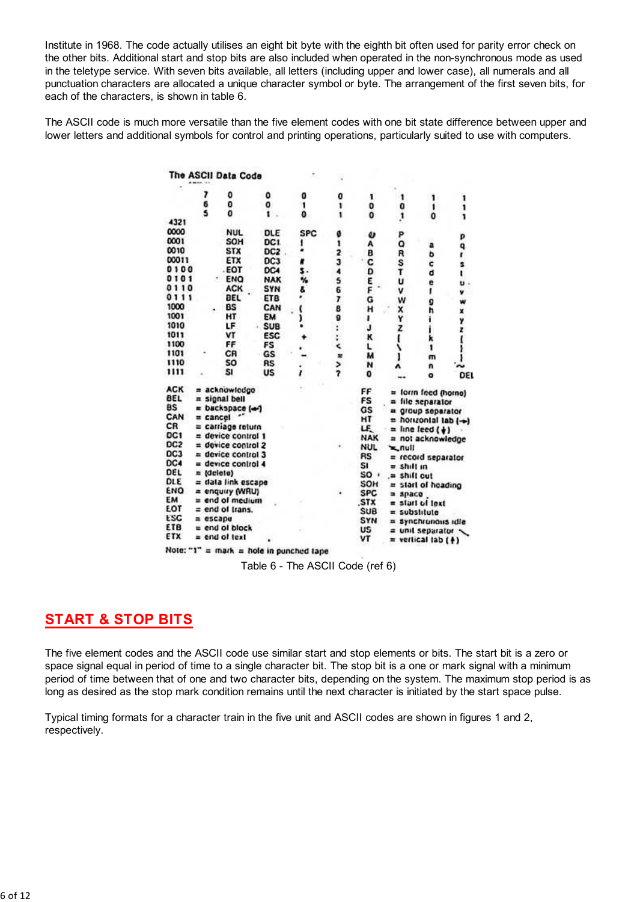Institute in 1968. The code actually utilises an eight bit byte with the eighth bit often used for parity error check on the other bits. Additional start and stop bits are also included when operated in the non-synchronous mode as used in the teletype service. With seven bits available, all letters (including upper and lower case), all numerals and all punctuation characters are allocated a unique character symbol or byte. The arrangement of the first seven bits, for each of the characters, is shown in table 6.

The ASCII code is much more versatile than the five element codes with one bit state difference between upper and lower letters and additional symbols for control and printing operations, particularly suited to use with computers.

**The ASCII Data Code**

| 7 6 5 / 4321 | 0 0 0 | 0 0 1 | 0 1 0 | 0 1 1 | 1 0 0 | 1 0 1 | 1 1 0 | 1 1 1 |
|---|---|---|---|---|---|---|---|---|
| 0000 | NUL | DLE | SPC | 0 | @ | P |  | p |
| 0001 | SOH | DC1 | ! | 1 | A | Q | a | q |
| 0010 | STX | DC2 | " | 2 | B | R | b | r |
| 0011 | ETX | DC3 | # | 3 | C | S | c | s |
| 0100 | EOT | DC4 | $ | 4 | D | T | d | t |
| 0101 | ENQ | NAK | % | 5 | E | U | e | u |
| 0110 | ACK | SYN | & | 6 | F | V | f | v |
| 0111 | BEL | ETB | ' | 7 | G | W | g | w |
| 1000 | BS | CAN | ( | 8 | H | X | h | x |
| 1001 | HT | EM | ) | 9 | I | Y | i | y |
| 1010 | LF | SUB | * | : | J | Z | j | z |
| 1011 | VT | ESC | + | ; | K | [ | k | { |
| 1100 | FF | FS | , | < | L | \ | l | ¦ |
| 1101 | CR | GS | – | = | M | ] | m | } |
| 1110 | SO | RS | . | > | N | ^ | n | ~ |
| 1111 | SI | US | / | ? | O | — | o | DEL |

ACK = acknowledge
BEL = signal bell
BS = backspace (←)
CAN = cancel
CR = carriage return
DC1 = device control 1
DC2 = device control 2
DC3 = device control 3
DC4 = device control 4
DEL = (delete)
DLE = data link escape
ENQ = enquiry (WRU)
EM = end of medium
EOT = end of trans.
ESC = escape
ETB = end of block
ETX = end of text
FF = form feed (home)
FS = file separator
GS = group separator
HT = horizontal tab (→)
LF = line feed (↓)
NAK = not acknowledge
NUL = null
RS = record separator
SI = shift in
SO = shift out
SOH = start of heading
SPC = space
STX = start of text
SUB = substitute
SYN = synchronous idle
US = unit separator
VT = vertical tab (↑)

Note: "1" = mark = hole in punched tape

Table 6 - The ASCII Code (ref 6)

## START & STOP BITS

The five element codes and the ASCII code use similar start and stop elements or bits. The start bit is a zero or space signal equal in period of time to a single character bit. The stop bit is a one or mark signal with a minimum period of time between that of one and two character bits, depending on the system. The maximum stop period is as long as desired as the stop mark condition remains until the next character is initiated by the start space pulse.

Typical timing formats for a character train in the five unit and ASCII codes are shown in figures 1 and 2, respectively.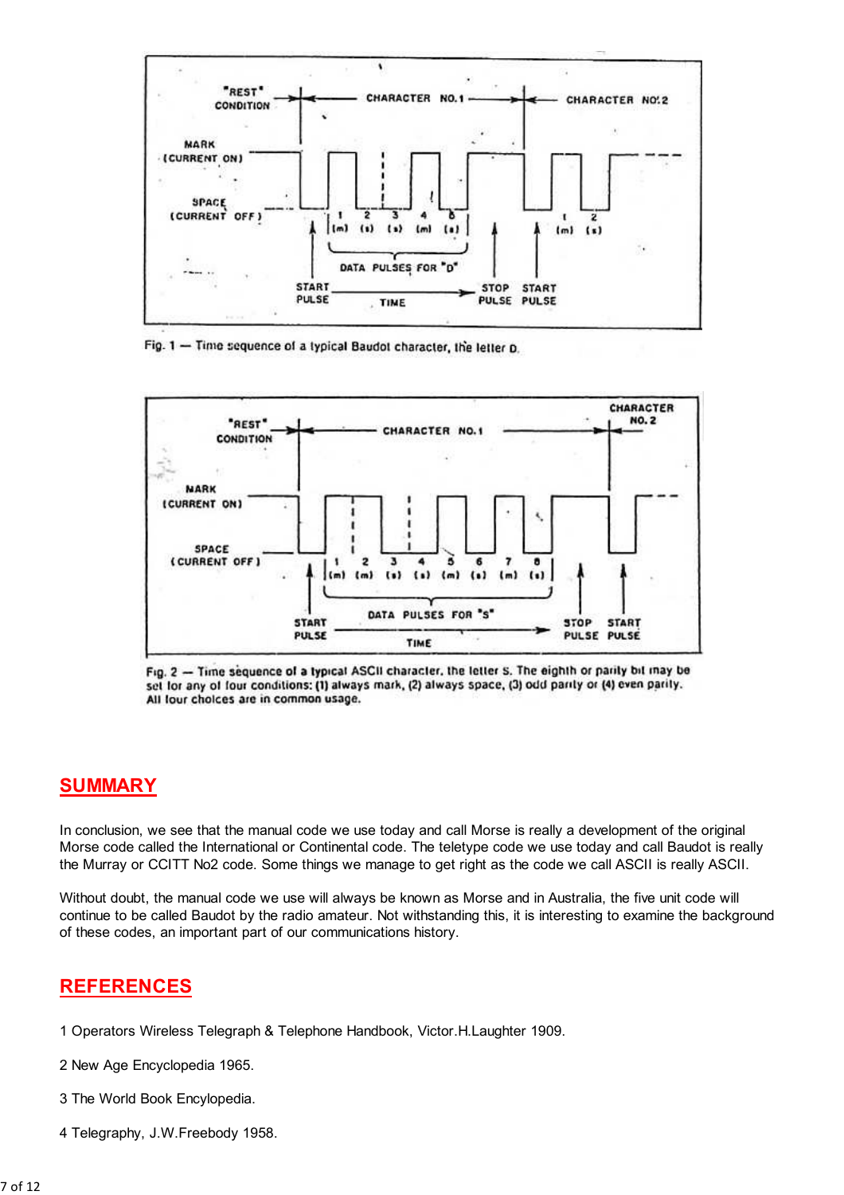Fig. 1 — Time sequence of a typical Baudot character, the letter D.

Fig. 2 — Time sequence of a typical ASCII character, the letter S. The eighth or parity bit may be set for any of four conditions: (1) always mark, (2) always space, (3) odd parity or (4) even parity. All four choices are in common usage.

## SUMMARY

In conclusion, we see that the manual code we use today and call Morse is really a development of the original Morse code called the International or Continental code. The teletype code we use today and call Baudot is really the Murray or CCITT No2 code. Some things we manage to get right as the code we call ASCII is really ASCII.

Without doubt, the manual code we use will always be known as Morse and in Australia, the five unit code will continue to be called Baudot by the radio amateur. Not withstanding this, it is interesting to examine the background of these codes, an important part of our communications history.

## REFERENCES

1 Operators Wireless Telegraph & Telephone Handbook, Victor.H.Laughter 1909.

2 New Age Encyclopedia 1965.

3 The World Book Encylopedia.

4 Telegraphy, J.W.Freebody 1958.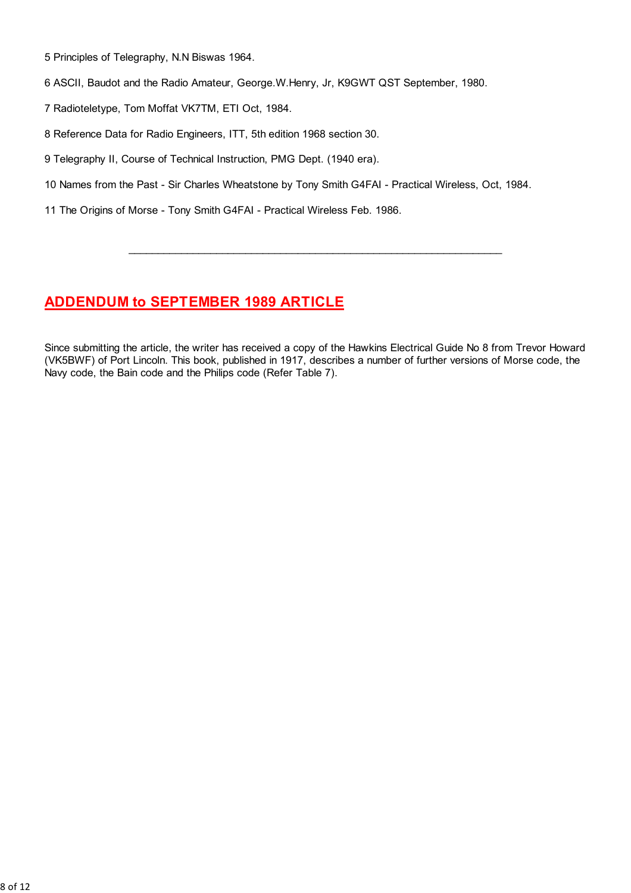5 Principles of Telegraphy, N.N Biswas 1964.

6 ASCII, Baudot and the Radio Amateur, George.W.Henry, Jr, K9GWT QST September, 1980.

7 Radioteletype, Tom Moffat VK7TM, ETI Oct, 1984.

8 Reference Data for Radio Engineers, ITT, 5th edition 1968 section 30.

9 Telegraphy II, Course of Technical Instruction, PMG Dept. (1940 era).

10 Names from the Past - Sir Charles Wheatstone by Tony Smith G4FAI - Practical Wireless, Oct, 1984.

11 The Origins of Morse - Tony Smith G4FAI - Practical Wireless Feb. 1986.

---

## ADDENDUM to SEPTEMBER 1989 ARTICLE

Since submitting the article, the writer has received a copy of the Hawkins Electrical Guide No 8 from Trevor Howard (VK5BWF) of Port Lincoln. This book, published in 1917, describes a number of further versions of Morse code, the Navy code, the Bain code and the Philips code (Refer Table 7).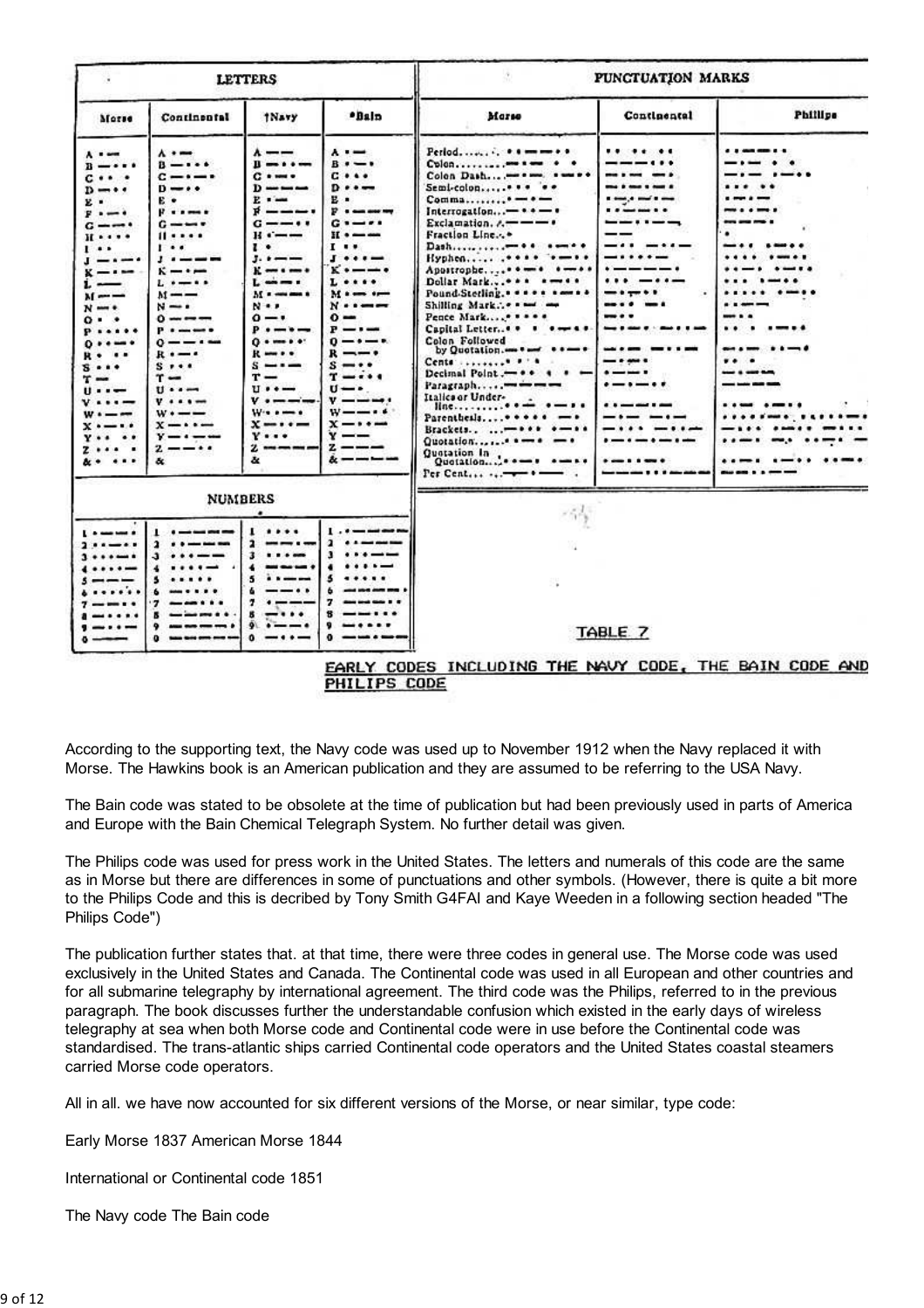TABLE 7

EARLY CODES INCLUDING THE NAVY CODE, THE BAIN CODE AND PHILIPS CODE

According to the supporting text, the Navy code was used up to November 1912 when the Navy replaced it with Morse. The Hawkins book is an American publication and they are assumed to be referring to the USA Navy.

The Bain code was stated to be obsolete at the time of publication but had been previously used in parts of America and Europe with the Bain Chemical Telegraph System. No further detail was given.

The Philips code was used for press work in the United States. The letters and numerals of this code are the same as in Morse but there are differences in some of punctuations and other symbols. (However, there is quite a bit more to the Philips Code and this is decribed by Tony Smith G4FAI and Kaye Weeden in a following section headed "The Philips Code")

The publication further states that. at that time, there were three codes in general use. The Morse code was used exclusively in the United States and Canada. The Continental code was used in all European and other countries and for all submarine telegraphy by international agreement. The third code was the Philips, referred to in the previous paragraph. The book discusses further the understandable confusion which existed in the early days of wireless telegraphy at sea when both Morse code and Continental code were in use before the Continental code was standardised. The trans-atlantic ships carried Continental code operators and the United States coastal steamers carried Morse code operators.

All in all. we have now accounted for six different versions of the Morse, or near similar, type code:

Early Morse 1837 American Morse 1844

International or Continental code 1851

The Navy code The Bain code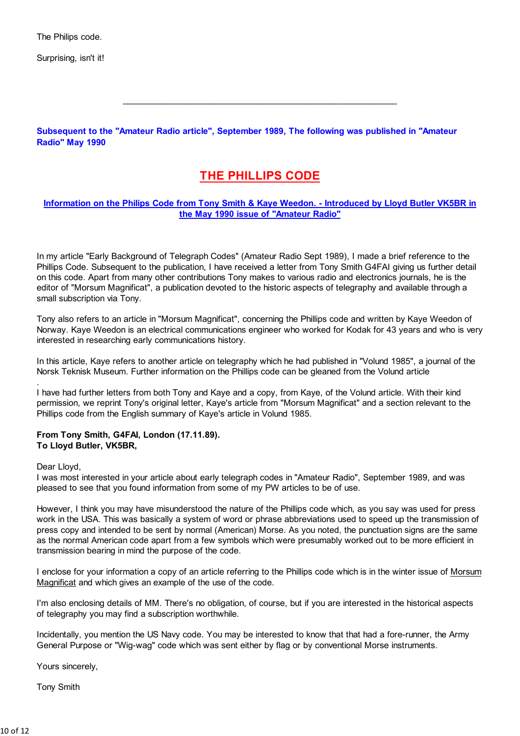The Philips code.

Surprising, isn't it!

---

**Subsequent to the "Amateur Radio article", September 1989, The following was published in "Amateur Radio" May 1990**

# THE PHILLIPS CODE

**Information on the Philips Code from Tony Smith & Kaye Weedon. - Introduced by Lloyd Butler VK5BR in the May 1990 issue of "Amateur Radio"**

In my article "Early Background of Telegraph Codes" (Amateur Radio Sept 1989), I made a brief reference to the Phillips Code. Subsequent to the publication, I have received a letter from Tony Smith G4FAI giving us further detail on this code. Apart from many other contributions Tony makes to various radio and electronics journals, he is the editor of "Morsum Magnificat", a publication devoted to the historic aspects of telegraphy and available through a small subscription via Tony.

Tony also refers to an article in "Morsum Magnificat", concerning the Phillips code and written by Kaye Weedon of Norway. Kaye Weedon is an electrical communications engineer who worked for Kodak for 43 years and who is very interested in researching early communications history.

In this article, Kaye refers to another article on telegraphy which he had published in "Volund 1985", a journal of the Norsk Teknisk Museum. Further information on the Phillips code can be gleaned from the Volund article

.

I have had further letters from both Tony and Kaye and a copy, from Kaye, of the Volund article. With their kind permission, we reprint Tony's original letter, Kaye's article from "Morsum Magnificat" and a section relevant to the Phillips code from the English summary of Kaye's article in Volund 1985.

**From Tony Smith, G4FAI, London (17.11.89).**
**To Lloyd Butler, VK5BR,**

Dear Lloyd,
I was most interested in your article about early telegraph codes in "Amateur Radio", September 1989, and was pleased to see that you found information from some of my PW articles to be of use.

However, I think you may have misunderstood the nature of the Phillips code which, as you say was used for press work in the USA. This was basically a system of word or phrase abbreviations used to speed up the transmission of press copy and intended to be sent by normal (American) Morse. As you noted, the punctuation signs are the same as the normal American code apart from a few symbols which were presumably worked out to be more efficient in transmission bearing in mind the purpose of the code.

I enclose for your information a copy of an article referring to the Phillips code which is in the winter issue of Morsum Magnificat and which gives an example of the use of the code.

I'm also enclosing details of MM. There's no obligation, of course, but if you are interested in the historical aspects of telegraphy you may find a subscription worthwhile.

Incidentally, you mention the US Navy code. You may be interested to know that that had a fore-runner, the Army General Purpose or "Wig-wag" code which was sent either by flag or by conventional Morse instruments.

Yours sincerely,

Tony Smith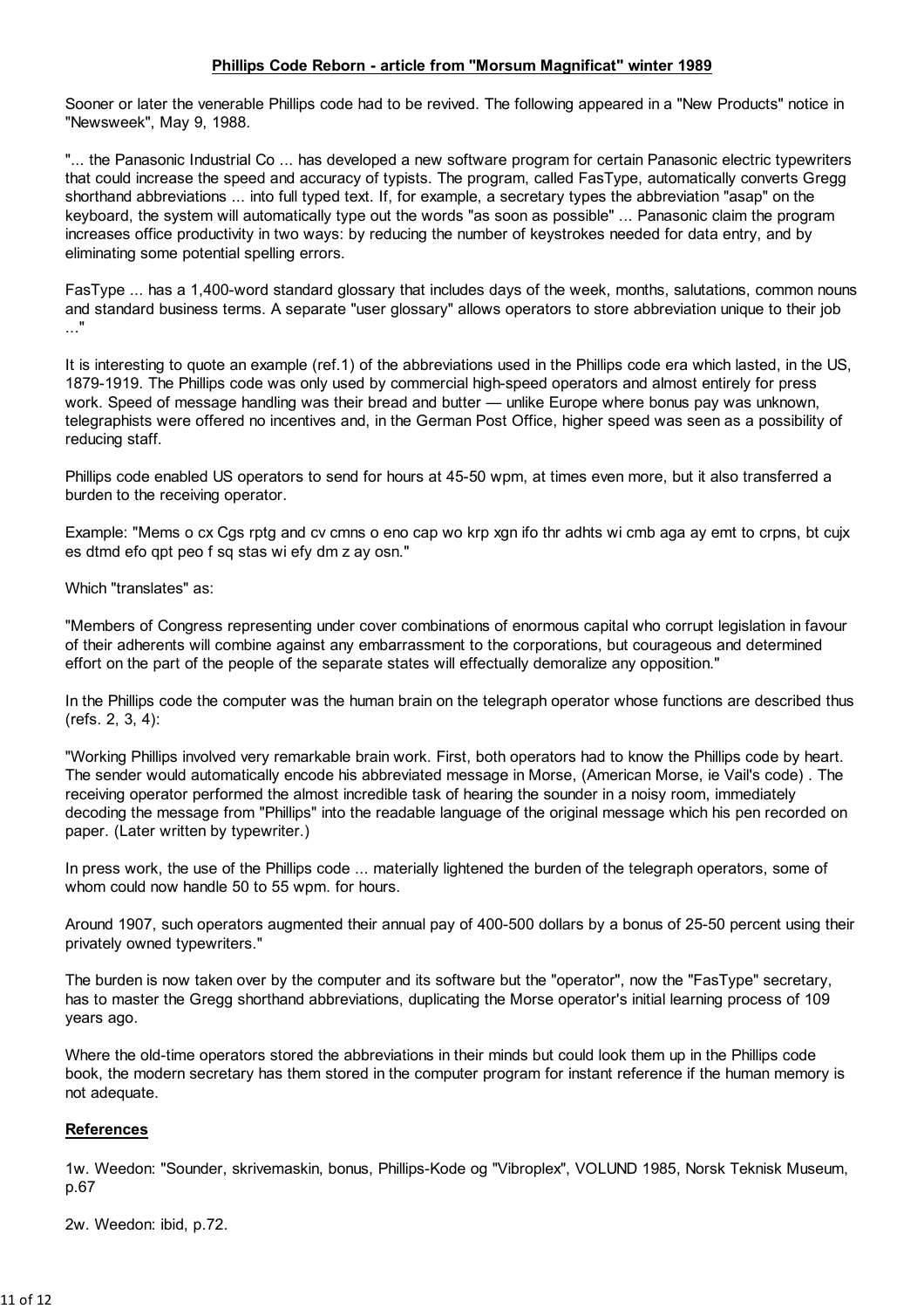## Phillips Code Reborn - article from "Morsum Magnificat" winter 1989

Sooner or later the venerable Phillips code had to be revived. The following appeared in a "New Products" notice in "Newsweek", May 9, 1988.

"... the Panasonic Industrial Co ... has developed a new software program for certain Panasonic electric typewriters that could increase the speed and accuracy of typists. The program, called FasType, automatically converts Gregg shorthand abbreviations ... into full typed text. If, for example, a secretary types the abbreviation "asap" on the keyboard, the system will automatically type out the words "as soon as possible" ... Panasonic claim the program increases office productivity in two ways: by reducing the number of keystrokes needed for data entry, and by eliminating some potential spelling errors.

FasType ... has a 1,400-word standard glossary that includes days of the week, months, salutations, common nouns and standard business terms. A separate "user glossary" allows operators to store abbreviation unique to their job ..."

It is interesting to quote an example (ref.1) of the abbreviations used in the Phillips code era which lasted, in the US, 1879-1919. The Phillips code was only used by commercial high-speed operators and almost entirely for press work. Speed of message handling was their bread and butter — unlike Europe where bonus pay was unknown, telegraphists were offered no incentives and, in the German Post Office, higher speed was seen as a possibility of reducing staff.

Phillips code enabled US operators to send for hours at 45-50 wpm, at times even more, but it also transferred a burden to the receiving operator.

Example: "Mems o cx Cgs rptg and cv cmns o eno cap wo krp xgn ifo thr adhts wi cmb aga ay emt to crpns, bt cujx es dtmd efo qpt peo f sq stas wi efy dm z ay osn."

Which "translates" as:

"Members of Congress representing under cover combinations of enormous capital who corrupt legislation in favour of their adherents will combine against any embarrassment to the corporations, but courageous and determined effort on the part of the people of the separate states will effectually demoralize any opposition."

In the Phillips code the computer was the human brain on the telegraph operator whose functions are described thus (refs. 2, 3, 4):

"Working Phillips involved very remarkable brain work. First, both operators had to know the Phillips code by heart. The sender would automatically encode his abbreviated message in Morse, (American Morse, ie Vail's code) . The receiving operator performed the almost incredible task of hearing the sounder in a noisy room, immediately decoding the message from "Phillips" into the readable language of the original message which his pen recorded on paper. (Later written by typewriter.)

In press work, the use of the Phillips code ... materially lightened the burden of the telegraph operators, some of whom could now handle 50 to 55 wpm. for hours.

Around 1907, such operators augmented their annual pay of 400-500 dollars by a bonus of 25-50 percent using their privately owned typewriters."

The burden is now taken over by the computer and its software but the "operator", now the "FasType" secretary, has to master the Gregg shorthand abbreviations, duplicating the Morse operator's initial learning process of 109 years ago.

Where the old-time operators stored the abbreviations in their minds but could look them up in the Phillips code book, the modern secretary has them stored in the computer program for instant reference if the human memory is not adequate.

### References

1w. Weedon: "Sounder, skrivemaskin, bonus, Phillips-Kode og "Vibroplex", VOLUND 1985, Norsk Teknisk Museum, p.67

2w. Weedon: ibid, p.72.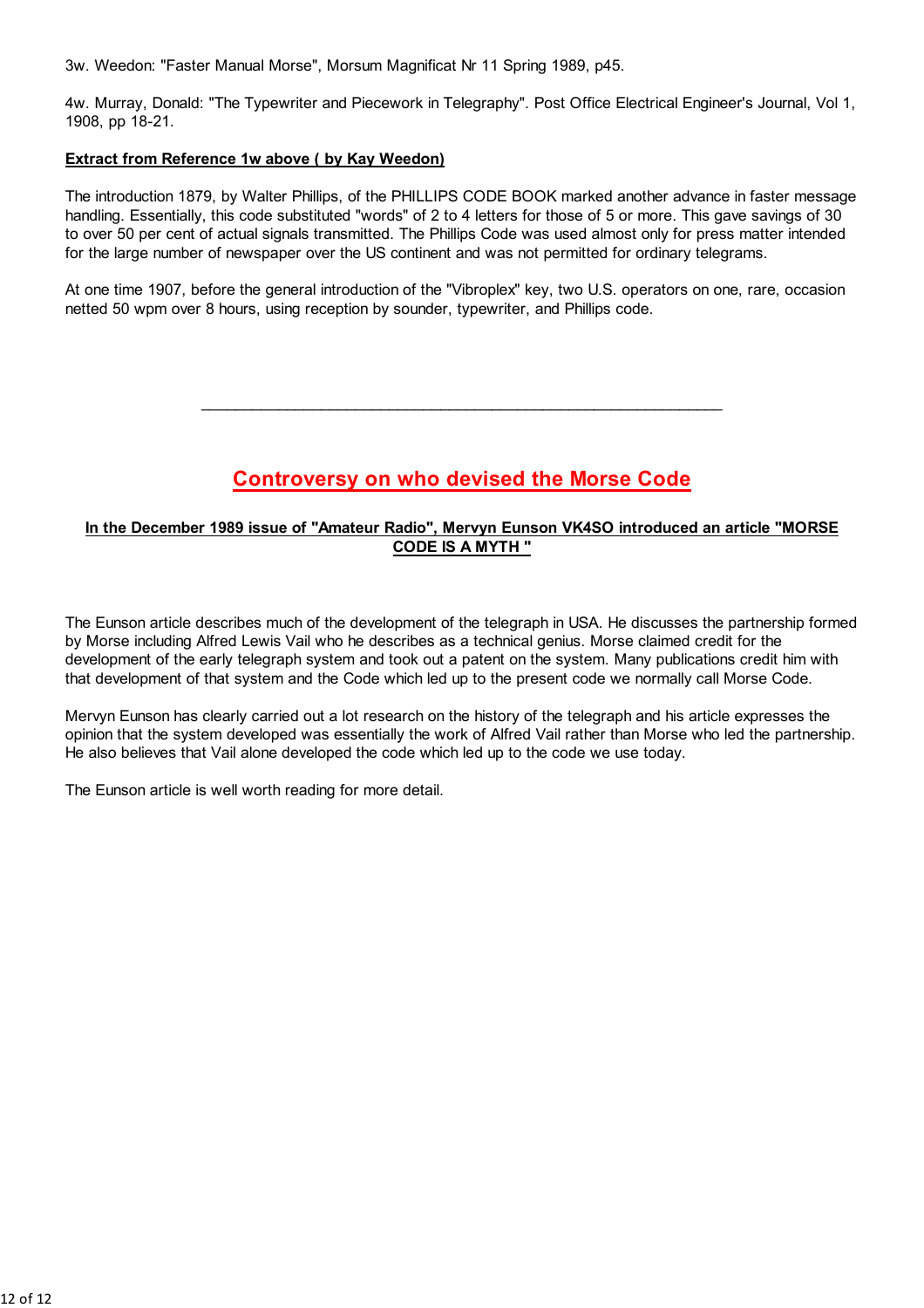3w. Weedon: "Faster Manual Morse", Morsum Magnificat Nr 11 Spring 1989, p45.

4w. Murray, Donald: "The Typewriter and Piecework in Telegraphy". Post Office Electrical Engineer's Journal, Vol 1, 1908, pp 18-21.

**Extract from Reference 1w above ( by Kay Weedon)**

The introduction 1879, by Walter Phillips, of the PHILLIPS CODE BOOK marked another advance in faster message handling. Essentially, this code substituted "words" of 2 to 4 letters for those of 5 or more. This gave savings of 30 to over 50 per cent of actual signals transmitted. The Phillips Code was used almost only for press matter intended for the large number of newspaper over the US continent and was not permitted for ordinary telegrams.

At one time 1907, before the general introduction of the "Vibroplex" key, two U.S. operators on one, rare, occasion netted 50 wpm over 8 hours, using reception by sounder, typewriter, and Phillips code.

---

## Controversy on who devised the Morse Code

**In the December 1989 issue of "Amateur Radio", Mervyn Eunson VK4SO introduced an article "MORSE CODE IS A MYTH "**

The Eunson article describes much of the development of the telegraph in USA. He discusses the partnership formed by Morse including Alfred Lewis Vail who he describes as a technical genius. Morse claimed credit for the development of the early telegraph system and took out a patent on the system. Many publications credit him with that development of that system and the Code which led up to the present code we normally call Morse Code.

Mervyn Eunson has clearly carried out a lot research on the history of the telegraph and his article expresses the opinion that the system developed was essentially the work of Alfred Vail rather than Morse who led the partnership. He also believes that Vail alone developed the code which led up to the code we use today.

The Eunson article is well worth reading for more detail.